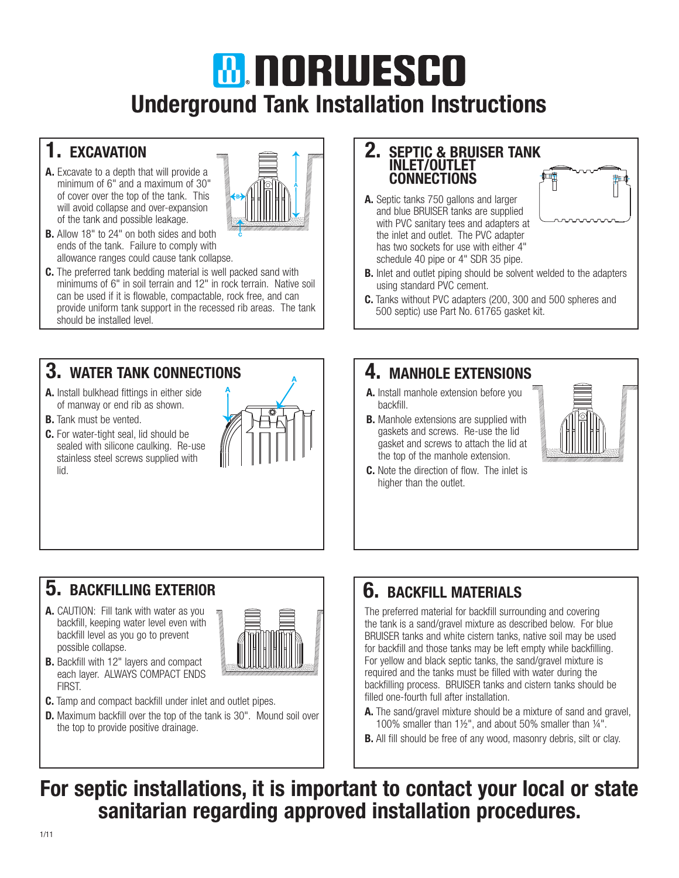# NORWESCO

# Underground Tank Installation Instructions

## 1. EXCAVATION

**A.** Excavate to a depth that will provide a minimum of 6" and a maximum of 30" of cover over the top of the tank. This will avoid collapse and over-expansion of the tank and possible leakage.

**B.** Allow 18" to 24" on both sides and both ends of the tank. Failure to comply with allowance ranges could cause tank collapse.

**C.** The preferred tank bedding material is well packed sand with minimums of 6" in soil terrain and 12" in rock terrain. Native soil can be used if it is flowable, compactable, rock free, and can provide uniform tank support in the recessed rib areas. The tank should be installed level.

## 2. SEPTIC & BRUISER TANK INLET/OUTLET CONNECTIONS

**A.** Septic tanks 750 gallons and larger and blue BRUISER tanks are supplied with PVC sanitary tees and adapters at the inlet and outlet. The PVC adapter has two sockets for use with either 4" schedule 40 pipe or 4" SDR 35 pipe.

**B.** Inlet and outlet piping should be solvent welded to the adapters using standard PVC cement.

**C.** Tanks without PVC adapters (200, 300 and 500 spheres and 500 septic) use Part No. 61765 gasket kit.

## 3. WATER TANK CONNECTIONS

**A.** Install bulkhead fittings in either side of manway or end rib as shown.

**B.** Tank must be vented.

**C.** For water-tight seal, lid should be sealed with silicone caulking. Re-use stainless steel screws supplied with lid.

## 4. MANHOLE EXTENSIONS

**A.** Install manhole extension before you backfill.

**B.** Manhole extensions are supplied with gaskets and screws. Re-use the lid gasket and screws to attach the lid at the top of the manhole extension.

**C.** Note the direction of flow. The inlet is higher than the outlet.

## 5. BACKFILLING EXTERIOR

**A.** CAUTION: Fill tank with water as you backfill, keeping water level even with backfill level as you go to prevent possible collapse.

**B.** Backfill with 12" layers and compact each layer. ALWAYS COMPACT ENDS FIRST.

**C.** Tamp and compact backfill under inlet and outlet pipes.

**D.** Maximum backfill over the top of the tank is 30". Mound soil over the top to provide positive drainage.

## 6. BACKFILL MATERIALS

The preferred material for backfill surrounding and covering the tank is a sand/gravel mixture as described below. For blue BRUISER tanks and white cistern tanks, native soil may be used for backfill and those tanks may be left empty while backfilling. For yellow and black septic tanks, the sand/gravel mixture is required and the tanks must be filled with water during the backfilling process. BRUISER tanks and cistern tanks should be filled one-fourth full after installation.

**A.** The sand/gravel mixture should be a mixture of sand and gravel, 100% smaller than 1½", and about 50% smaller than ¼".

**B.** All fill should be free of any wood, masonry debris, silt or clay.

**For septic installations, it is important to contact your local or state sanitarian regarding approved installation procedures.**

1/11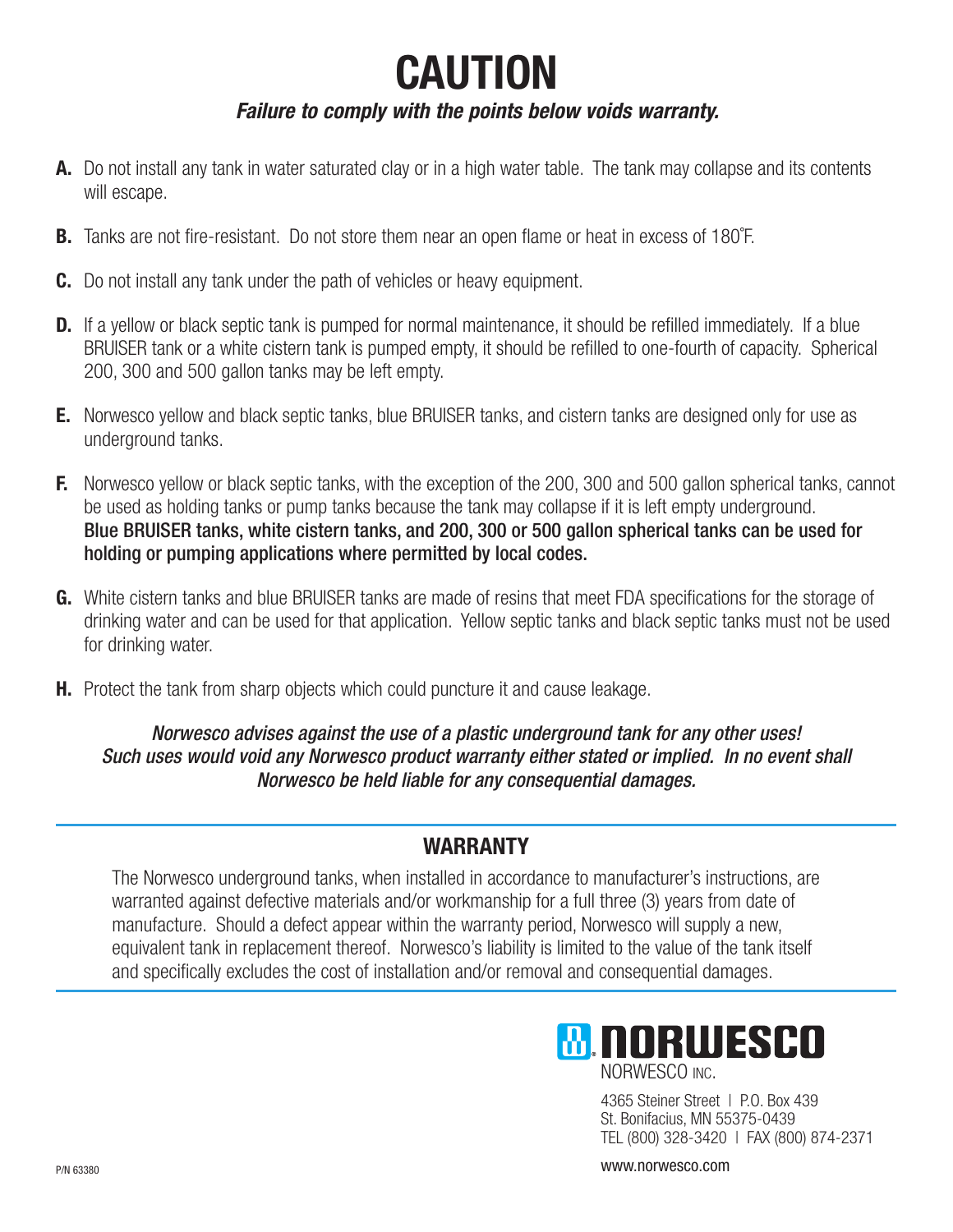# CAUTION

***Failure to comply with the points below voids warranty.***

**A.** Do not install any tank in water saturated clay or in a high water table. The tank may collapse and its contents will escape.

**B.** Tanks are not fire-resistant. Do not store them near an open flame or heat in excess of 180˚F.

**C.** Do not install any tank under the path of vehicles or heavy equipment.

**D.** If a yellow or black septic tank is pumped for normal maintenance, it should be refilled immediately. If a blue BRUISER tank or a white cistern tank is pumped empty, it should be refilled to one-fourth of capacity. Spherical 200, 300 and 500 gallon tanks may be left empty.

**E.** Norwesco yellow and black septic tanks, blue BRUISER tanks, and cistern tanks are designed only for use as underground tanks.

**F.** Norwesco yellow or black septic tanks, with the exception of the 200, 300 and 500 gallon spherical tanks, cannot be used as holding tanks or pump tanks because the tank may collapse if it is left empty underground. **Blue BRUISER tanks, white cistern tanks, and 200, 300 or 500 gallon spherical tanks can be used for holding or pumping applications where permitted by local codes.**

**G.** White cistern tanks and blue BRUISER tanks are made of resins that meet FDA specifications for the storage of drinking water and can be used for that application. Yellow septic tanks and black septic tanks must not be used for drinking water.

**H.** Protect the tank from sharp objects which could puncture it and cause leakage.

*Norwesco advises against the use of a plastic underground tank for any other uses! Such uses would void any Norwesco product warranty either stated or implied. In no event shall Norwesco be held liable for any consequential damages.*

## WARRANTY

The Norwesco underground tanks, when installed in accordance to manufacturer's instructions, are warranted against defective materials and/or workmanship for a full three (3) years from date of manufacture. Should a defect appear within the warranty period, Norwesco will supply a new, equivalent tank in replacement thereof. Norwesco's liability is limited to the value of the tank itself and specifically excludes the cost of installation and/or removal and consequential damages.

NORWESCO

NORWESCO INC.

4365 Steiner Street | P.O. Box 439
St. Bonifacius, MN 55375-0439
TEL (800) 328-3420 | FAX (800) 874-2371

www.norwesco.com

P/N 63380